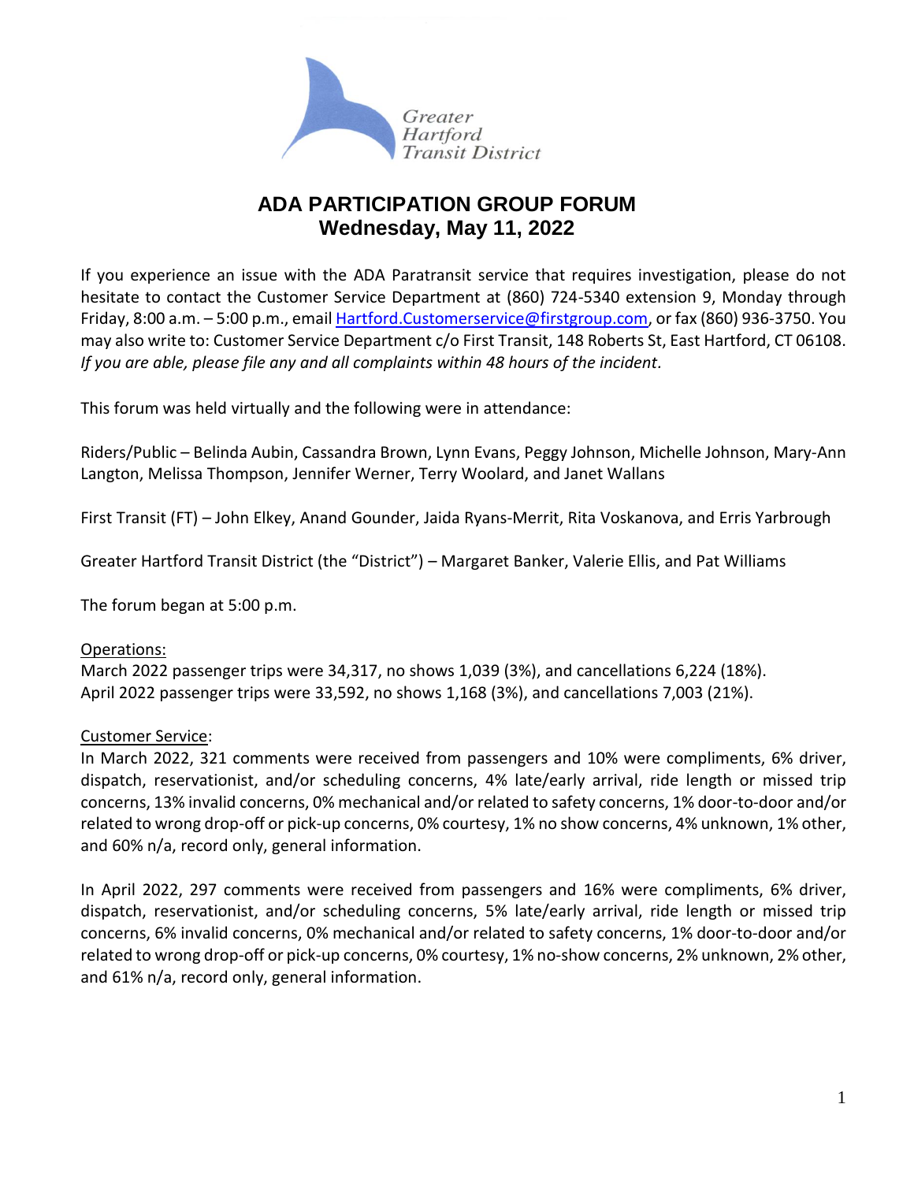Greater Hartford Transit District

# ADA PARTICIPATION GROUP FORUM
## Wednesday, May 11, 2022

If you experience an issue with the ADA Paratransit service that requires investigation, please do not hesitate to contact the Customer Service Department at (860) 724-5340 extension 9, Monday through Friday, 8:00 a.m. – 5:00 p.m., email [Hartford.Customerservice@firstgroup.com](mailto:Hartford.Customerservice@firstgroup.com), or fax (860) 936-3750. You may also write to: Customer Service Department c/o First Transit, 148 Roberts St, East Hartford, CT 06108. *If you are able, please file any and all complaints within 48 hours of the incident.*

This forum was held virtually and the following were in attendance:

Riders/Public – Belinda Aubin, Cassandra Brown, Lynn Evans, Peggy Johnson, Michelle Johnson, Mary-Ann Langton, Melissa Thompson, Jennifer Werner, Terry Woolard, and Janet Wallans

First Transit (FT) – John Elkey, Anand Gounder, Jaida Ryans-Merrit, Rita Voskanova, and Erris Yarbrough

Greater Hartford Transit District (the "District") – Margaret Banker, Valerie Ellis, and Pat Williams

The forum began at 5:00 p.m.

Operations:

March 2022 passenger trips were 34,317, no shows 1,039 (3%), and cancellations 6,224 (18%).
April 2022 passenger trips were 33,592, no shows 1,168 (3%), and cancellations 7,003 (21%).

Customer Service:

In March 2022, 321 comments were received from passengers and 10% were compliments, 6% driver, dispatch, reservationist, and/or scheduling concerns, 4% late/early arrival, ride length or missed trip concerns, 13% invalid concerns, 0% mechanical and/or related to safety concerns, 1% door-to-door and/or related to wrong drop-off or pick-up concerns, 0% courtesy, 1% no show concerns, 4% unknown, 1% other, and 60% n/a, record only, general information.

In April 2022, 297 comments were received from passengers and 16% were compliments, 6% driver, dispatch, reservationist, and/or scheduling concerns, 5% late/early arrival, ride length or missed trip concerns, 6% invalid concerns, 0% mechanical and/or related to safety concerns, 1% door-to-door and/or related to wrong drop-off or pick-up concerns, 0% courtesy, 1% no-show concerns, 2% unknown, 2% other, and 61% n/a, record only, general information.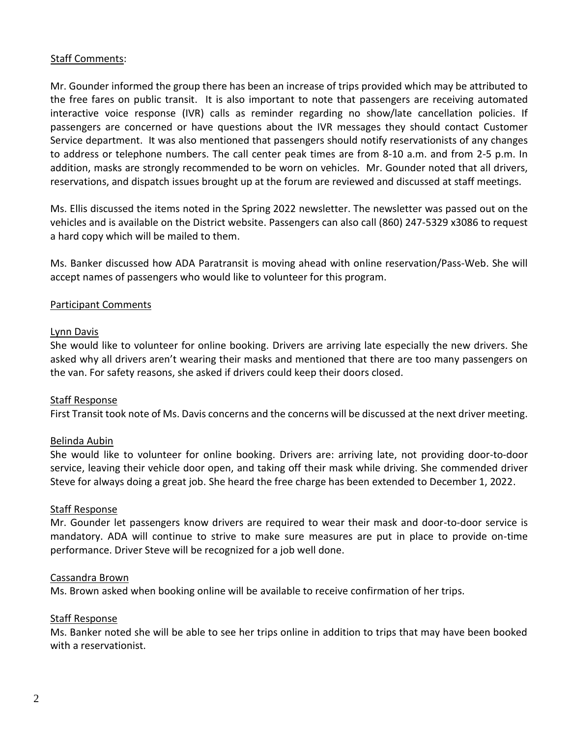Staff Comments:

Mr. Gounder informed the group there has been an increase of trips provided which may be attributed to the free fares on public transit. It is also important to note that passengers are receiving automated interactive voice response (IVR) calls as reminder regarding no show/late cancellation policies. If passengers are concerned or have questions about the IVR messages they should contact Customer Service department. It was also mentioned that passengers should notify reservationists of any changes to address or telephone numbers. The call center peak times are from 8-10 a.m. and from 2-5 p.m. In addition, masks are strongly recommended to be worn on vehicles. Mr. Gounder noted that all drivers, reservations, and dispatch issues brought up at the forum are reviewed and discussed at staff meetings.

Ms. Ellis discussed the items noted in the Spring 2022 newsletter. The newsletter was passed out on the vehicles and is available on the District website. Passengers can also call (860) 247-5329 x3086 to request a hard copy which will be mailed to them.

Ms. Banker discussed how ADA Paratransit is moving ahead with online reservation/Pass-Web. She will accept names of passengers who would like to volunteer for this program.

Participant Comments

Lynn Davis
She would like to volunteer for online booking. Drivers are arriving late especially the new drivers. She asked why all drivers aren't wearing their masks and mentioned that there are too many passengers on the van. For safety reasons, she asked if drivers could keep their doors closed.

Staff Response
First Transit took note of Ms. Davis concerns and the concerns will be discussed at the next driver meeting.

Belinda Aubin
She would like to volunteer for online booking. Drivers are: arriving late, not providing door-to-door service, leaving their vehicle door open, and taking off their mask while driving. She commended driver Steve for always doing a great job. She heard the free charge has been extended to December 1, 2022.

Staff Response
Mr. Gounder let passengers know drivers are required to wear their mask and door-to-door service is mandatory. ADA will continue to strive to make sure measures are put in place to provide on-time performance. Driver Steve will be recognized for a job well done.

Cassandra Brown
Ms. Brown asked when booking online will be available to receive confirmation of her trips.

Staff Response
Ms. Banker noted she will be able to see her trips online in addition to trips that may have been booked with a reservationist.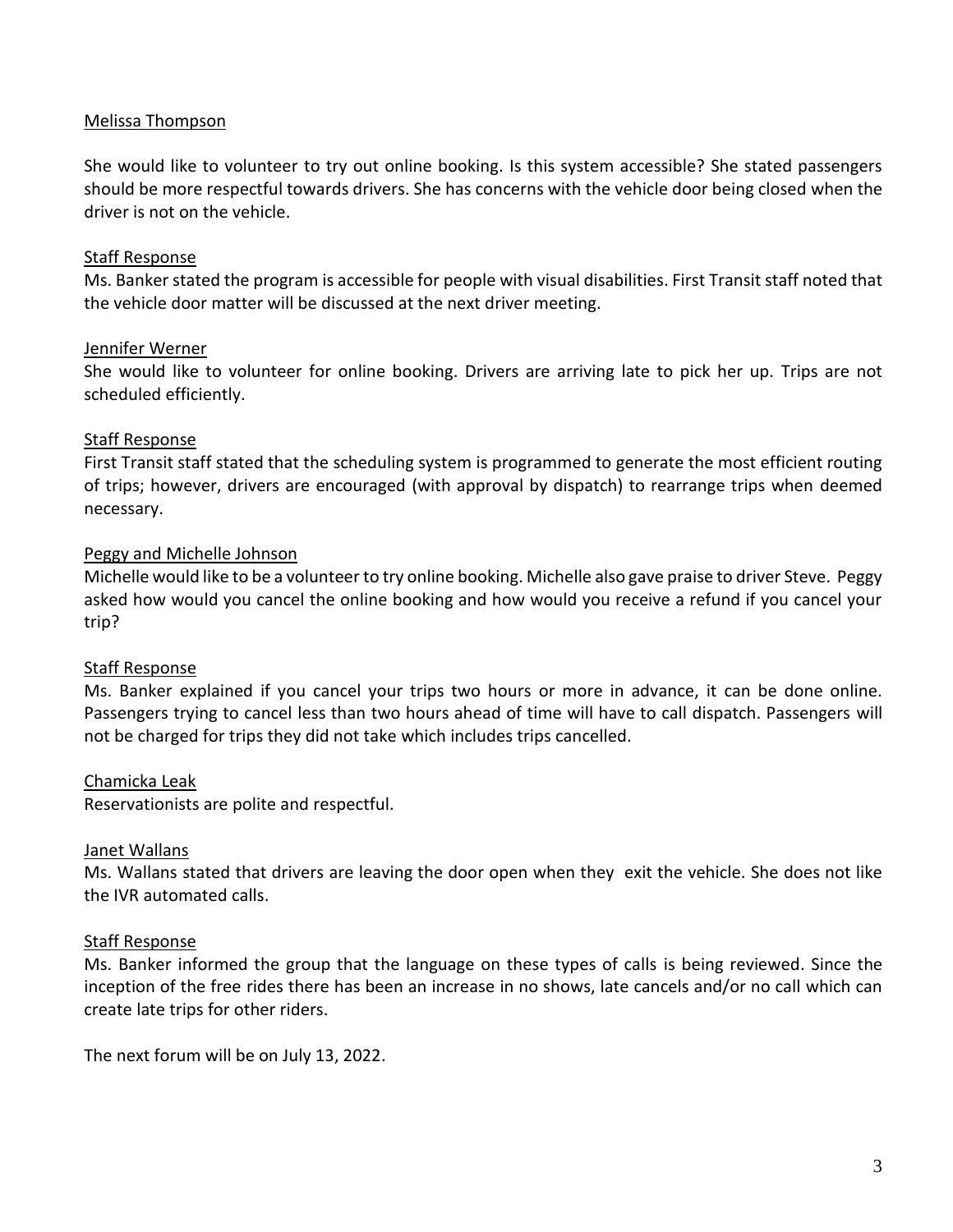Melissa Thompson

She would like to volunteer to try out online booking. Is this system accessible? She stated passengers should be more respectful towards drivers. She has concerns with the vehicle door being closed when the driver is not on the vehicle.

Staff Response

Ms. Banker stated the program is accessible for people with visual disabilities. First Transit staff noted that the vehicle door matter will be discussed at the next driver meeting.

Jennifer Werner

She would like to volunteer for online booking. Drivers are arriving late to pick her up. Trips are not scheduled efficiently.

Staff Response

First Transit staff stated that the scheduling system is programmed to generate the most efficient routing of trips; however, drivers are encouraged (with approval by dispatch) to rearrange trips when deemed necessary.

Peggy and Michelle Johnson

Michelle would like to be a volunteer to try online booking. Michelle also gave praise to driver Steve. Peggy asked how would you cancel the online booking and how would you receive a refund if you cancel your trip?

Staff Response

Ms. Banker explained if you cancel your trips two hours or more in advance, it can be done online. Passengers trying to cancel less than two hours ahead of time will have to call dispatch. Passengers will not be charged for trips they did not take which includes trips cancelled.

Chamicka Leak

Reservationists are polite and respectful.

Janet Wallans

Ms. Wallans stated that drivers are leaving the door open when they exit the vehicle. She does not like the IVR automated calls.

Staff Response

Ms. Banker informed the group that the language on these types of calls is being reviewed. Since the inception of the free rides there has been an increase in no shows, late cancels and/or no call which can create late trips for other riders.

The next forum will be on July 13, 2022.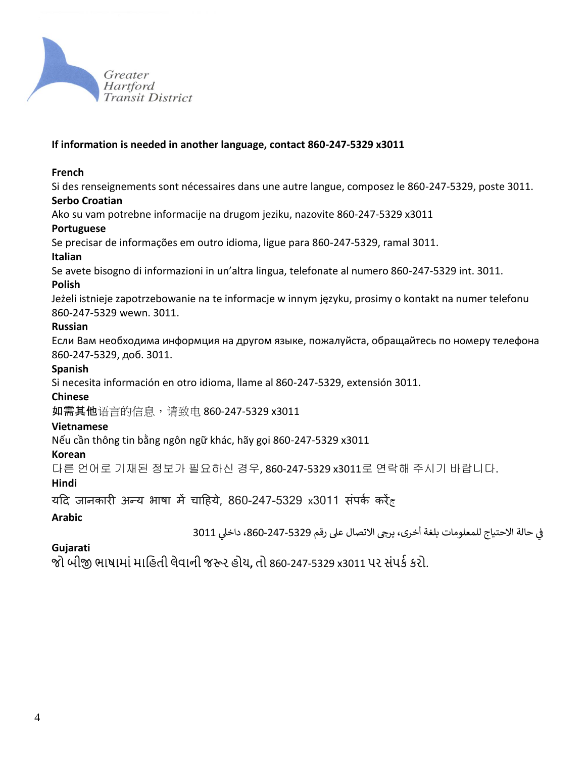Greater Hartford Transit District

**If information is needed in another language, contact 860-247-5329 x3011**

**French**
Si des renseignements sont nécessaires dans une autre langue, composez le 860-247-5329, poste 3011.

**Serbo Croatian**
Ako su vam potrebne informacije na drugom jeziku, nazovite 860-247-5329 x3011

**Portuguese**
Se precisar de informações em outro idioma, ligue para 860-247-5329, ramal 3011.

**Italian**
Se avete bisogno di informazioni in un'altra lingua, telefonate al numero 860-247-5329 int. 3011.

**Polish**
Jeżeli istnieje zapotrzebowanie na te informacje w innym języku, prosimy o kontakt na numer telefonu 860-247-5329 wewn. 3011.

**Russian**
Если Вам необходима информция на другом языке, пожалуйста, обращайтесь по номеру телефона 860-247-5329, доб. 3011.

**Spanish**
Si necesita información en otro idioma, llame al 860-247-5329, extensión 3011.

**Chinese**
如需其他语言的信息，请致电 860-247-5329 x3011

**Vietnamese**
Nếu cần thông tin bằng ngôn ngữ khác, hãy gọi 860-247-5329 x3011

**Korean**
다른 언어로 기재된 정보가 필요하신 경우, 860-247-5329 x3011로 연락해 주시기 바랍니다.

**Hindi**
यदि जानकारी अन्य भाषा में चाहिये, 860-247-5329 x3011 संपर्क करें

**Arabic**
في حالة الاحتياج للمعلومات بلغة أخرى، يرجى الاتصال على رقم 860-247-5329، داخلي 3011

**Gujarati**
જો બીજી ભાષામાં માહિતી લેવાની જરૂર હોય, તો 860-247-5329 x3011 પર સંપર્ક કરો.